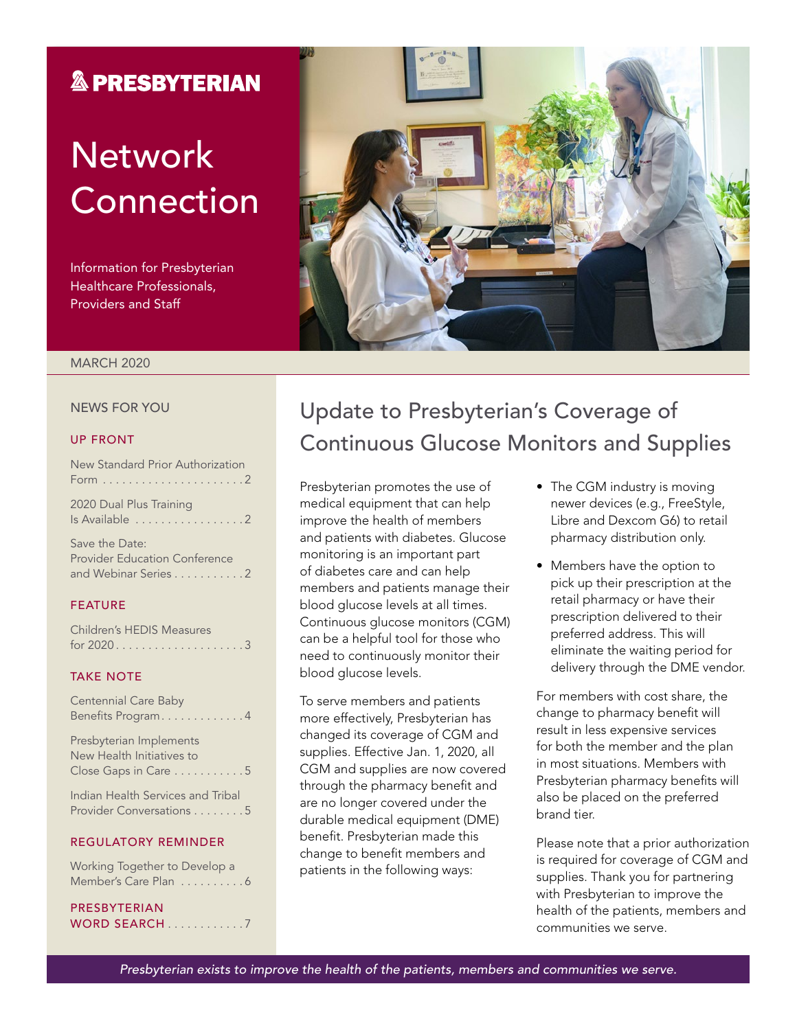**PRESBYTERIAN**

# Network Connection

Information for Presbyterian Healthcare Professionals, Providers and Staff

MARCH 2020

## NEWS FOR YOU

### UP FRONT

New Standard Prior Authorization Form . . . . . . . . . . . . . . . . . . . . . . 2

2020 Dual Plus Training Is Available . . . . . . . . . . . . . . . . . 2

Save the Date: Provider Education Conference and Webinar Series . . . . . . . . . . . 2

### FEATURE

Children's HEDIS Measures for 2020 . . . . . . . . . . . . . . . . . . . . 3

### TAKE NOTE

Centennial Care Baby Benefits Program . . . . . . . . . . . . . 4

Presbyterian Implements New Health Initiatives to Close Gaps in Care . . . . . . . . . . . 5

Indian Health Services and Tribal Provider Conversations . . . . . . . . 5

### REGULATORY REMINDER

Working Together to Develop a Member's Care Plan . . . . . . . . . . 6

### PRESBYTERIAN WORD SEARCH . . . . . . . . . . . . 7

## Update to Presbyterian's Coverage of Continuous Glucose Monitors and Supplies

Presbyterian promotes the use of medical equipment that can help improve the health of members and patients with diabetes. Glucose monitoring is an important part of diabetes care and can help members and patients manage their blood glucose levels at all times. Continuous glucose monitors (CGM) can be a helpful tool for those who need to continuously monitor their blood glucose levels.

To serve members and patients more effectively, Presbyterian has changed its coverage of CGM and supplies. Effective Jan. 1, 2020, all CGM and supplies are now covered through the pharmacy benefit and are no longer covered under the durable medical equipment (DME) benefit. Presbyterian made this change to benefit members and patients in the following ways:

- The CGM industry is moving newer devices (e.g., FreeStyle, Libre and Dexcom G6) to retail pharmacy distribution only.
- Members have the option to pick up their prescription at the retail pharmacy or have their prescription delivered to their preferred address. This will eliminate the waiting period for delivery through the DME vendor.

For members with cost share, the change to pharmacy benefit will result in less expensive services for both the member and the plan in most situations. Members with Presbyterian pharmacy benefits will also be placed on the preferred brand tier.

Please note that a prior authorization is required for coverage of CGM and supplies. Thank you for partnering with Presbyterian to improve the health of the patients, members and communities we serve.

*Presbyterian exists to improve the health of the patients, members and communities we serve.*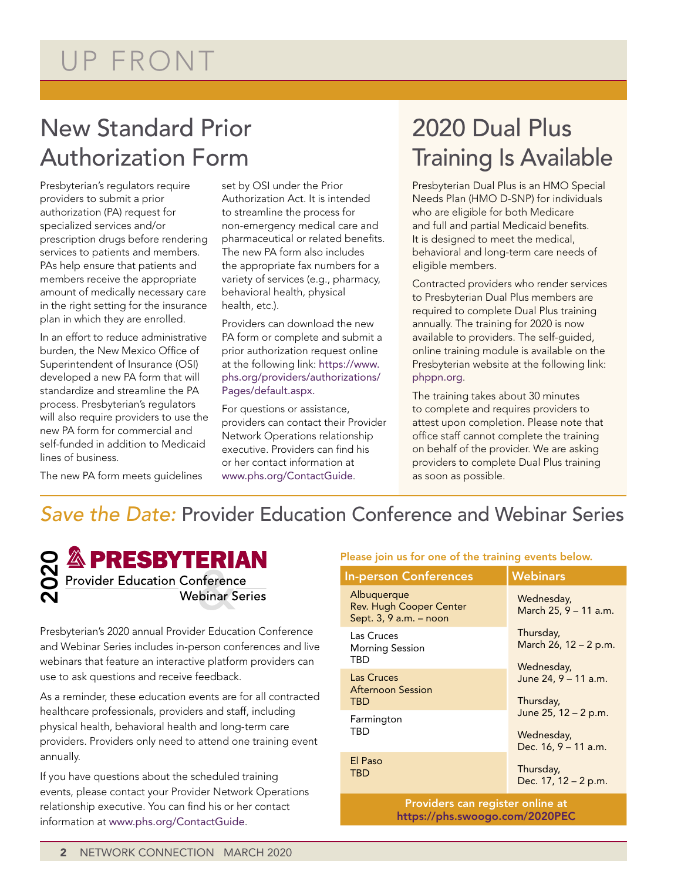# UP FRONT

## New Standard Prior Authorization Form

Presbyterian's regulators require providers to submit a prior authorization (PA) request for specialized services and/or prescription drugs before rendering services to patients and members. PAs help ensure that patients and members receive the appropriate amount of medically necessary care in the right setting for the insurance plan in which they are enrolled.

In an effort to reduce administrative burden, the New Mexico Office of Superintendent of Insurance (OSI) developed a new PA form that will standardize and streamline the PA process. Presbyterian's regulators will also require providers to use the new PA form for commercial and self-funded in addition to Medicaid lines of business.

The new PA form meets guidelines set by OSI under the Prior Authorization Act. It is intended to streamline the process for non-emergency medical care and pharmaceutical or related benefits. The new PA form also includes the appropriate fax numbers for a variety of services (e.g., pharmacy, behavioral health, physical health, etc.).

Providers can download the new PA form or complete and submit a prior authorization request online at the following link: https://www.phs.org/providers/authorizations/Pages/default.aspx.

For questions or assistance, providers can contact their Provider Network Operations relationship executive. Providers can find his or her contact information at www.phs.org/ContactGuide.

## 2020 Dual Plus Training Is Available

Presbyterian Dual Plus is an HMO Special Needs Plan (HMO D-SNP) for individuals who are eligible for both Medicare and full and partial Medicaid benefits. It is designed to meet the medical, behavioral and long-term care needs of eligible members.

Contracted providers who render services to Presbyterian Dual Plus members are required to complete Dual Plus training annually. The training for 2020 is now available to providers. The self-guided, online training module is available on the Presbyterian website at the following link: phppn.org.

The training takes about 30 minutes to complete and requires providers to attest upon completion. Please note that office staff cannot complete the training on behalf of the provider. We are asking providers to complete Dual Plus training as soon as possible.

## *Save the Date:* Provider Education Conference and Webinar Series

**2020 PRESBYTERIAN Provider Education Conference & Webinar Series**

Presbyterian's 2020 annual Provider Education Conference and Webinar Series includes in-person conferences and live webinars that feature an interactive platform providers can use to ask questions and receive feedback.

As a reminder, these education events are for all contracted healthcare professionals, providers and staff, including physical health, behavioral health and long-term care providers. Providers only need to attend one training event annually.

If you have questions about the scheduled training events, please contact your Provider Network Operations relationship executive. You can find his or her contact information at www.phs.org/ContactGuide.

**Please join us for one of the training events below.**

| In-person Conferences | Webinars |
|---|---|
| Albuquerque<br>Rev. Hugh Cooper Center<br>Sept. 3, 9 a.m. – noon | Wednesday,<br>March 25, 9 – 11 a.m. |
| Las Cruces<br>Morning Session<br>TBD | Thursday,<br>March 26, 12 – 2 p.m. |
| Las Cruces<br>Afternoon Session<br>TBD | Wednesday,<br>June 24, 9 – 11 a.m. |
| Farmington<br>TBD | Thursday,<br>June 25, 12 – 2 p.m. |
| El Paso<br>TBD | Wednesday,<br>Dec. 16, 9 – 11 a.m. |
| | Thursday,<br>Dec. 17, 12 – 2 p.m. |

**Providers can register online at https://phs.swoogo.com/2020PEC**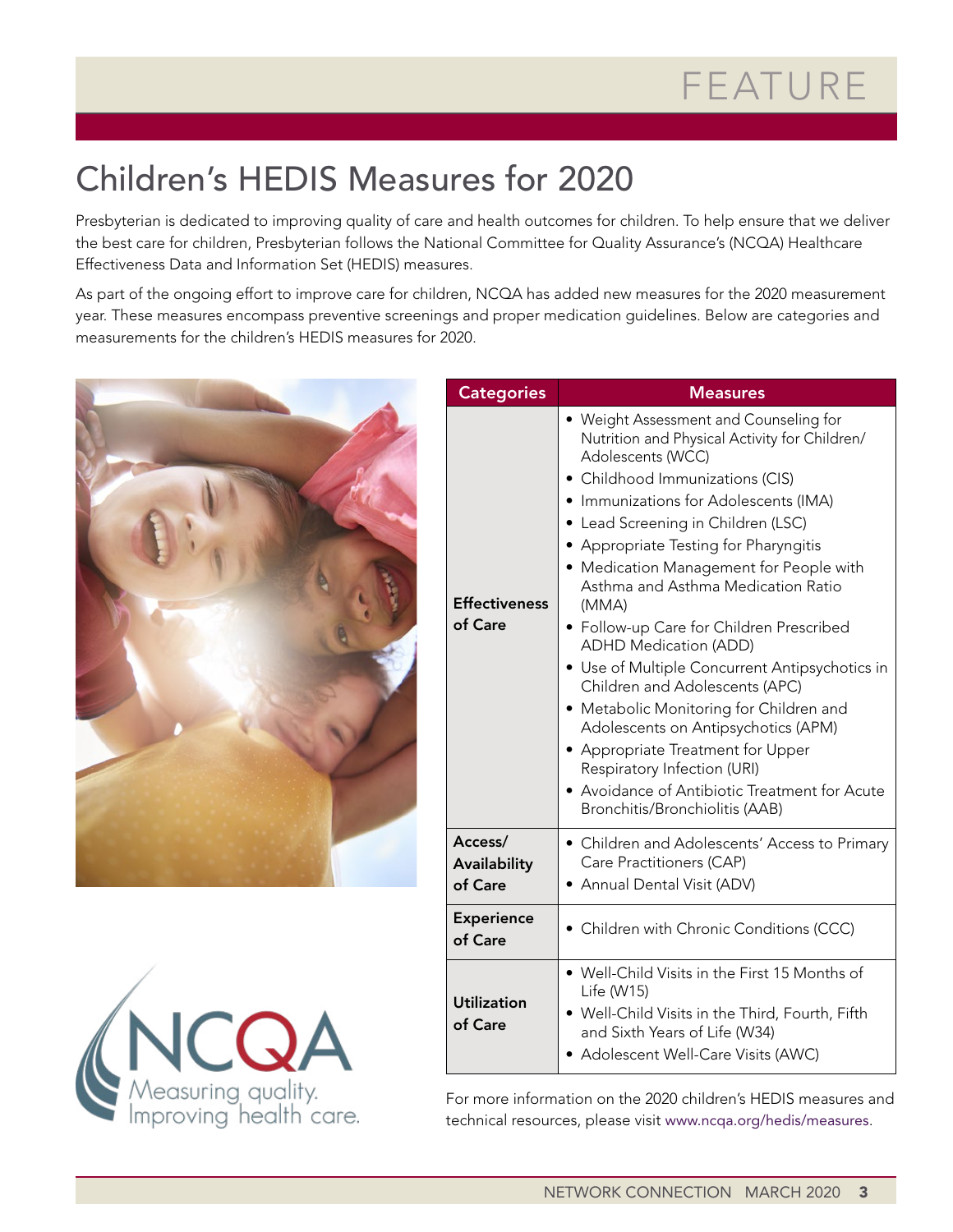# Children's HEDIS Measures for 2020

Presbyterian is dedicated to improving quality of care and health outcomes for children. To help ensure that we deliver the best care for children, Presbyterian follows the National Committee for Quality Assurance's (NCQA) Healthcare Effectiveness Data and Information Set (HEDIS) measures.

As part of the ongoing effort to improve care for children, NCQA has added new measures for the 2020 measurement year. These measures encompass preventive screenings and proper medication guidelines. Below are categories and measurements for the children's HEDIS measures for 2020.

| Categories | Measures |
|---|---|
| **Effectiveness of Care** | • Weight Assessment and Counseling for Nutrition and Physical Activity for Children/Adolescents (WCC)<br>• Childhood Immunizations (CIS)<br>• Immunizations for Adolescents (IMA)<br>• Lead Screening in Children (LSC)<br>• Appropriate Testing for Pharyngitis<br>• Medication Management for People with Asthma and Asthma Medication Ratio (MMA)<br>• Follow-up Care for Children Prescribed ADHD Medication (ADD)<br>• Use of Multiple Concurrent Antipsychotics in Children and Adolescents (APC)<br>• Metabolic Monitoring for Children and Adolescents on Antipsychotics (APM)<br>• Appropriate Treatment for Upper Respiratory Infection (URI)<br>• Avoidance of Antibiotic Treatment for Acute Bronchitis/Bronchiolitis (AAB) |
| **Access/ Availability of Care** | • Children and Adolescents' Access to Primary Care Practitioners (CAP)<br>• Annual Dental Visit (ADV) |
| **Experience of Care** | • Children with Chronic Conditions (CCC) |
| **Utilization of Care** | • Well-Child Visits in the First 15 Months of Life (W15)<br>• Well-Child Visits in the Third, Fourth, Fifth and Sixth Years of Life (W34)<br>• Adolescent Well-Care Visits (AWC) |

For more information on the 2020 children's HEDIS measures and technical resources, please visit www.ncqa.org/hedis/measures.

NCQA
Measuring quality.
Improving health care.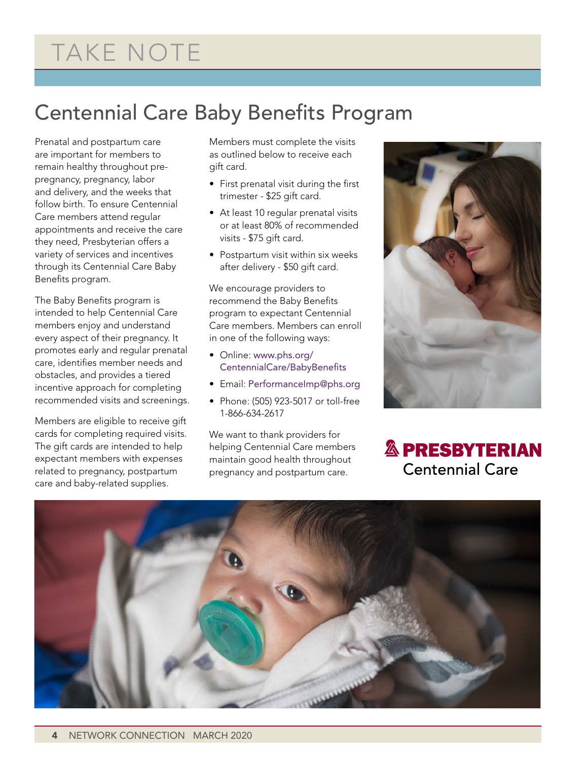# TAKE NOTE

## Centennial Care Baby Benefits Program

Prenatal and postpartum care are important for members to remain healthy throughout pre-pregnancy, pregnancy, labor and delivery, and the weeks that follow birth. To ensure Centennial Care members attend regular appointments and receive the care they need, Presbyterian offers a variety of services and incentives through its Centennial Care Baby Benefits program.

The Baby Benefits program is intended to help Centennial Care members enjoy and understand every aspect of their pregnancy. It promotes early and regular prenatal care, identifies member needs and obstacles, and provides a tiered incentive approach for completing recommended visits and screenings.

Members are eligible to receive gift cards for completing required visits. The gift cards are intended to help expectant members with expenses related to pregnancy, postpartum care and baby-related supplies.

Members must complete the visits as outlined below to receive each gift card.

- First prenatal visit during the first trimester - $25 gift card.
- At least 10 regular prenatal visits or at least 80% of recommended visits - $75 gift card.
- Postpartum visit within six weeks after delivery - $50 gift card.

We encourage providers to recommend the Baby Benefits program to expectant Centennial Care members. Members can enroll in one of the following ways:

- Online: www.phs.org/CentennialCare/BabyBenefits
- Email: PerformanceImp@phs.org
- Phone: (505) 923-5017 or toll-free 1-866-634-2617

We want to thank providers for helping Centennial Care members maintain good health throughout pregnancy and postpartum care.

**PRESBYTERIAN**
Centennial Care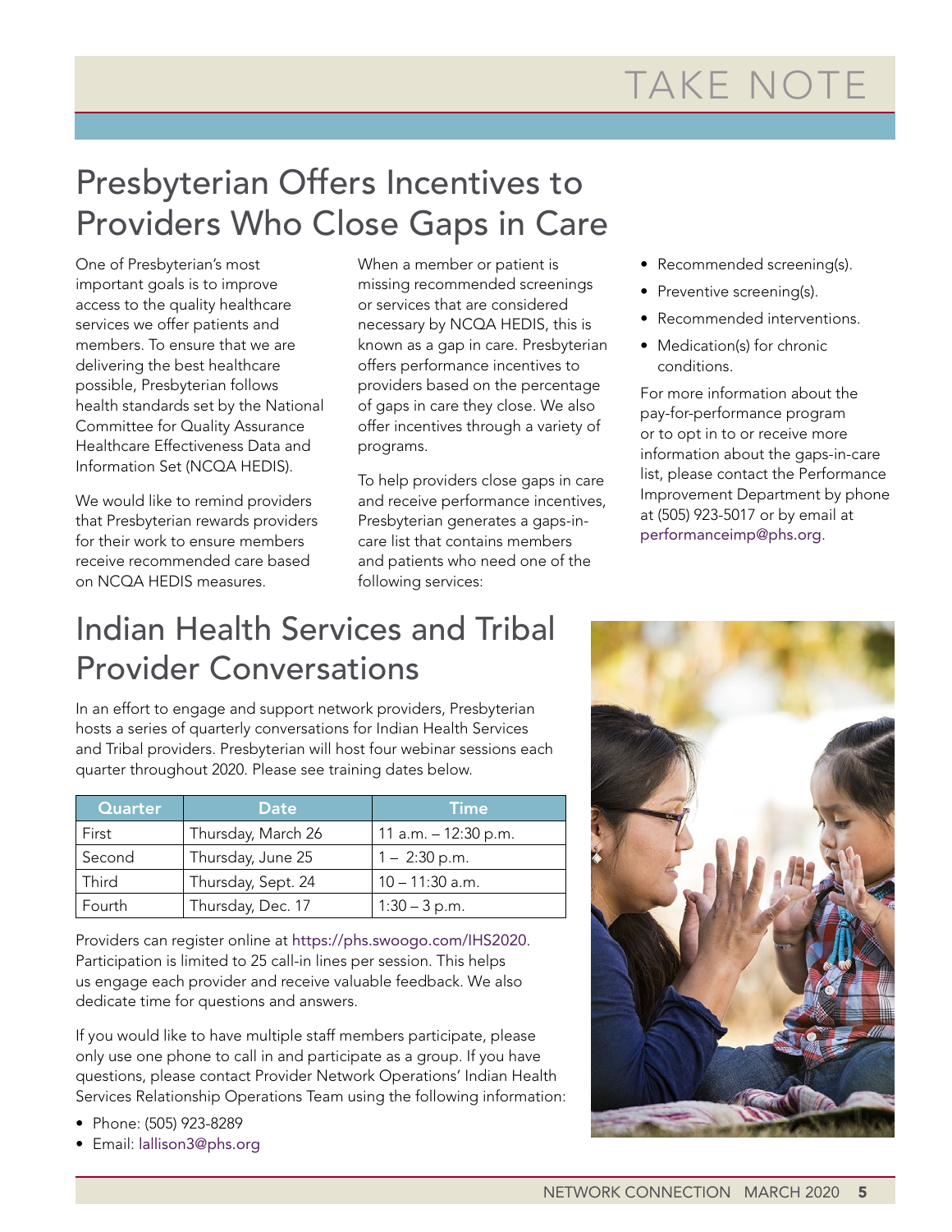# TAKE NOTE

## Presbyterian Offers Incentives to Providers Who Close Gaps in Care

One of Presbyterian's most important goals is to improve access to the quality healthcare services we offer patients and members. To ensure that we are delivering the best healthcare possible, Presbyterian follows health standards set by the National Committee for Quality Assurance Healthcare Effectiveness Data and Information Set (NCQA HEDIS).

We would like to remind providers that Presbyterian rewards providers for their work to ensure members receive recommended care based on NCQA HEDIS measures.

When a member or patient is missing recommended screenings or services that are considered necessary by NCQA HEDIS, this is known as a gap in care. Presbyterian offers performance incentives to providers based on the percentage of gaps in care they close. We also offer incentives through a variety of programs.

To help providers close gaps in care and receive performance incentives, Presbyterian generates a gaps-in-care list that contains members and patients who need one of the following services:

- Recommended screening(s).
- Preventive screening(s).
- Recommended interventions.
- Medication(s) for chronic conditions.

For more information about the pay-for-performance program or to opt in to or receive more information about the gaps-in-care list, please contact the Performance Improvement Department by phone at (505) 923-5017 or by email at performanceimp@phs.org.

## Indian Health Services and Tribal Provider Conversations

In an effort to engage and support network providers, Presbyterian hosts a series of quarterly conversations for Indian Health Services and Tribal providers. Presbyterian will host four webinar sessions each quarter throughout 2020. Please see training dates below.

| Quarter | Date | Time |
|---|---|---|
| First | Thursday, March 26 | 11 a.m. – 12:30 p.m. |
| Second | Thursday, June 25 | 1 – 2:30 p.m. |
| Third | Thursday, Sept. 24 | 10 – 11:30 a.m. |
| Fourth | Thursday, Dec. 17 | 1:30 – 3 p.m. |

Providers can register online at https://phs.swoogo.com/IHS2020. Participation is limited to 25 call-in lines per session. This helps us engage each provider and receive valuable feedback. We also dedicate time for questions and answers.

If you would like to have multiple staff members participate, please only use one phone to call in and participate as a group. If you have questions, please contact Provider Network Operations' Indian Health Services Relationship Operations Team using the following information:

- Phone: (505) 923-8289
- Email: lallison3@phs.org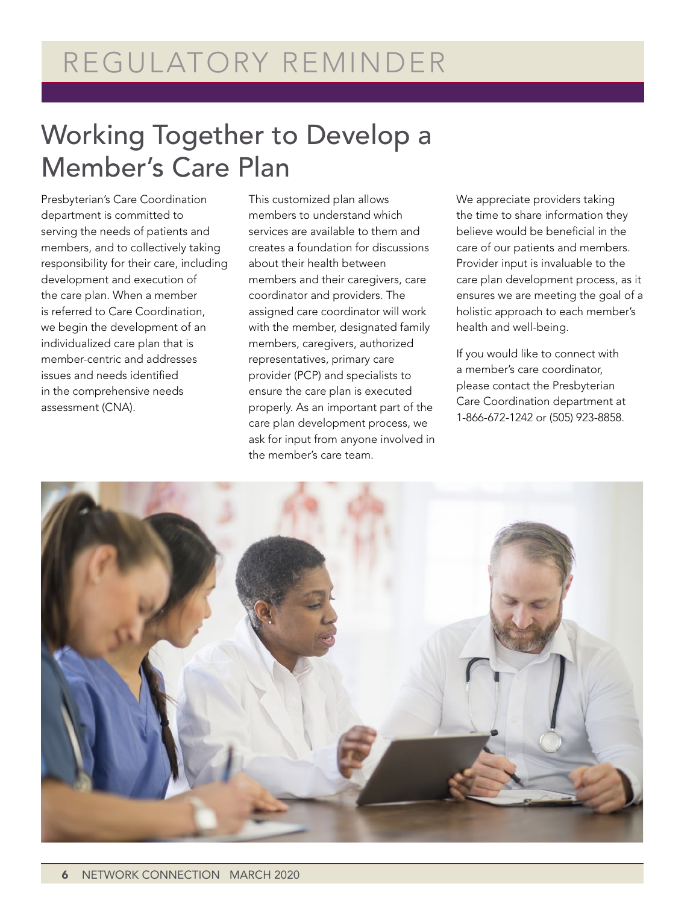# REGULATORY REMINDER

## Working Together to Develop a Member's Care Plan

Presbyterian's Care Coordination department is committed to serving the needs of patients and members, and to collectively taking responsibility for their care, including development and execution of the care plan. When a member is referred to Care Coordination, we begin the development of an individualized care plan that is member-centric and addresses issues and needs identified in the comprehensive needs assessment (CNA).

This customized plan allows members to understand which services are available to them and creates a foundation for discussions about their health between members and their caregivers, care coordinator and providers. The assigned care coordinator will work with the member, designated family members, caregivers, authorized representatives, primary care provider (PCP) and specialists to ensure the care plan is executed properly. As an important part of the care plan development process, we ask for input from anyone involved in the member's care team.

We appreciate providers taking the time to share information they believe would be beneficial in the care of our patients and members. Provider input is invaluable to the care plan development process, as it ensures we are meeting the goal of a holistic approach to each member's health and well-being.

If you would like to connect with a member's care coordinator, please contact the Presbyterian Care Coordination department at 1-866-672-1242 or (505) 923-8858.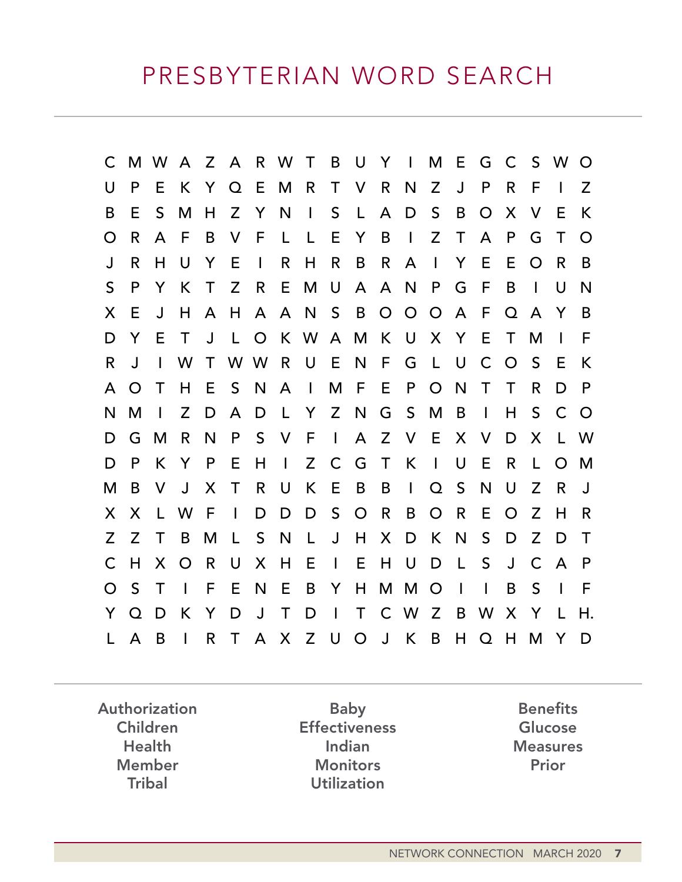# PRESBYTERIAN WORD SEARCH

```
C M W A Z A R W T B U Y I M E G C S W O
U P E K Y Q E M R T V R N Z J P R F I Z
B E S M H Z Y N I S L A D S B O X V E K
O R A F B V F L L E Y B I Z T A P G T O
J R H U Y E I R H R B R A I Y E E O R B
S P Y K T Z R E M U A A N P G F B I U N
X E J H A H A A N S B O O O A F Q A Y B
D Y E T J L O K W A M K U X Y E T M I F
R J I W T W W R U E N F G L U C O S E K
A O T H E S N A I M F E P O N T T R D P
N M I Z D A D L Y Z N G S M B I H S C O
D G M R N P S V F I A Z V E X V D X L W
D P K Y P E H I Z C G T K I U E R L O M
M B V J X T R U K E B B I Q S N U Z R J
X X L W F I D D D S O R B O R E O Z H R
Z Z T B M L S N L J H X D K N S D Z D T
C H X O R U X H E I E H U D L S J C A P
O S T I F E N E B Y H M M O I I B S I F
Y Q D K Y D J T D I T C W Z B W X Y L H.
L A B I R T A X Z U O J K B H Q H M Y D
```

| | | |
|---|---|---|
| Authorization | Baby | Benefits |
| Children | Effectiveness | Glucose |
| Health | Indian | Measures |
| Member | Monitors | Prior |
| Tribal | Utilization | |

NETWORK CONNECTION MARCH 2020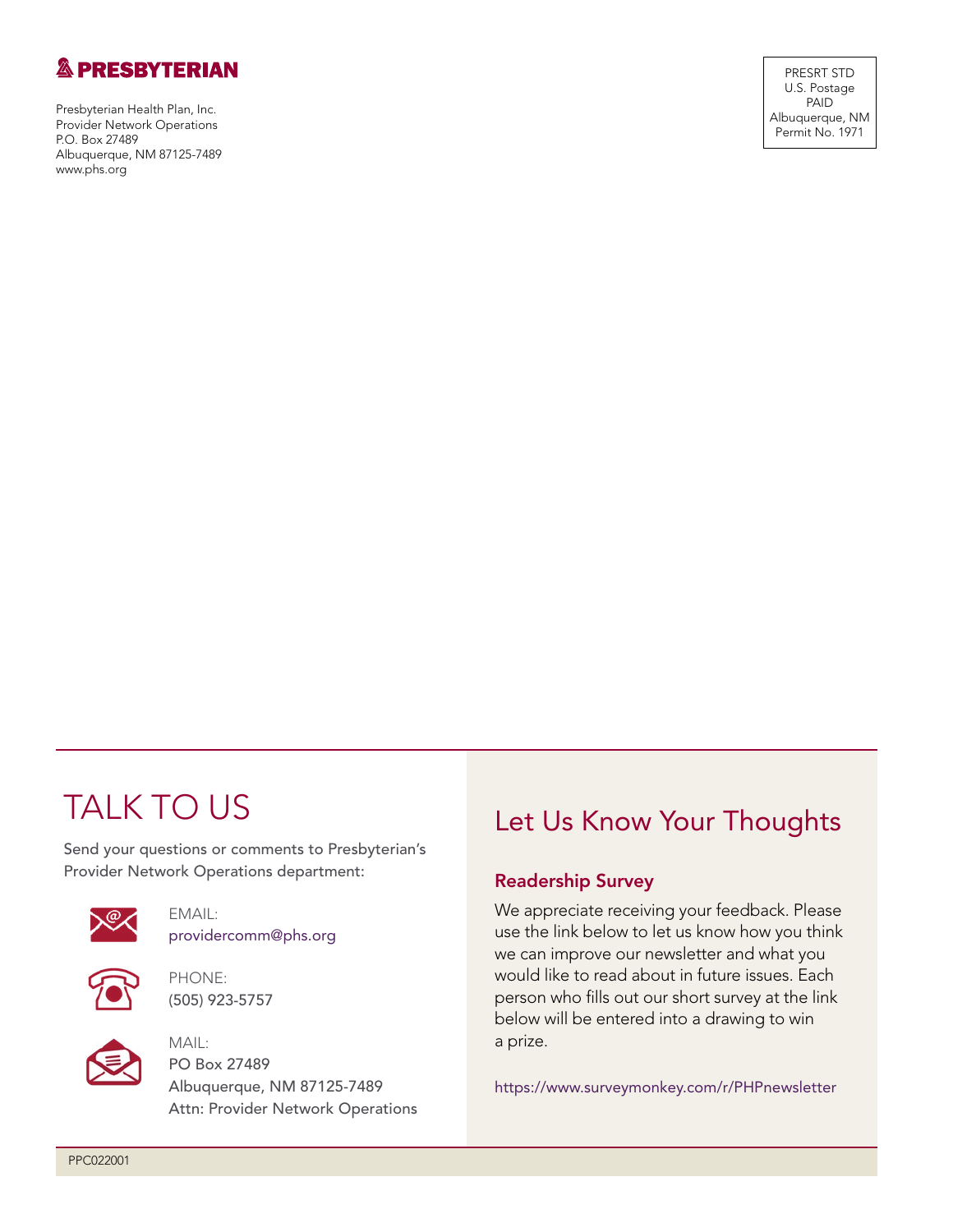**PRESBYTERIAN**

Presbyterian Health Plan, Inc.
Provider Network Operations
P.O. Box 27489
Albuquerque, NM 87125-7489
www.phs.org

PRESRT STD
U.S. Postage
PAID
Albuquerque, NM
Permit No. 1971

# TALK TO US

Send your questions or comments to Presbyterian's Provider Network Operations department:

EMAIL:
providercomm@phs.org

PHONE:
(505) 923-5757

MAIL:
PO Box 27489
Albuquerque, NM 87125-7489
Attn: Provider Network Operations

## Let Us Know Your Thoughts

### Readership Survey

We appreciate receiving your feedback. Please use the link below to let us know how you think we can improve our newsletter and what you would like to read about in future issues. Each person who fills out our short survey at the link below will be entered into a drawing to win a prize.

https://www.surveymonkey.com/r/PHPnewsletter

PPC022001